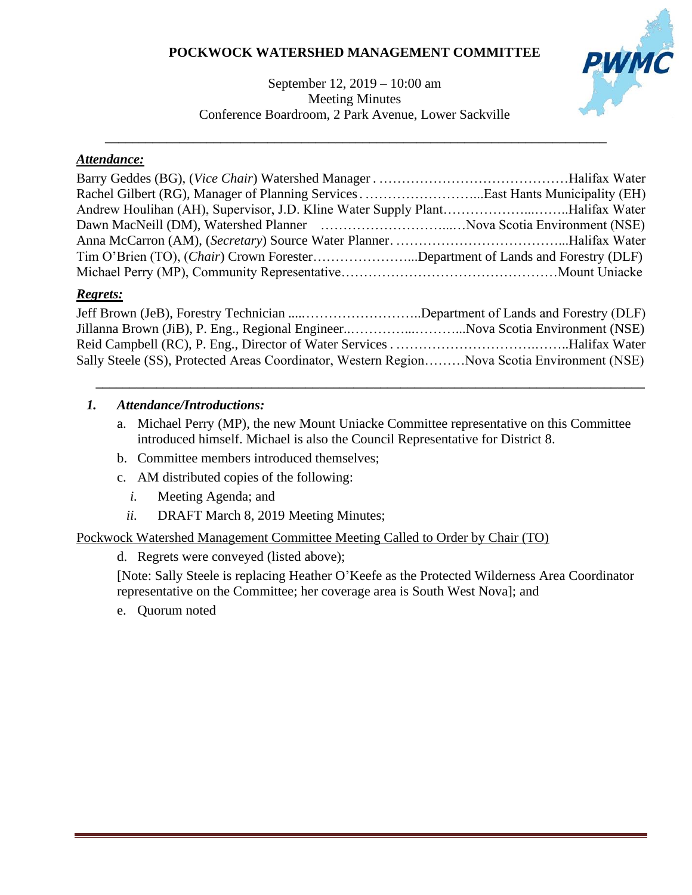# POCKWOCK WATERSHED MANAGEMENT COMMITTEE

September 12, 2019 – 10:00 am
Meeting Minutes
Conference Boardroom, 2 Park Avenue, Lower Sackville

---

***Attendance:***

Barry Geddes (BG), (*Vice Chair*) Watershed Manager . . . . . . . . . . . . . . . . . . . . . . . . . . . . . . . . . . . . . . . . Halifax Water
Rachel Gilbert (RG), Manager of Planning Services . . . . . . . . . . . . . . . . . . . . . . . . . . East Hants Municipality (EH)
Andrew Houlihan (AH), Supervisor, J.D. Kline Water Supply Plant . . . . . . . . . . . . . . . . . . . . . . . . . . . Halifax Water
Dawn MacNeill (DM), Watershed Planner . . . . . . . . . . . . . . . . . . . . . . . . . . . . . . Nova Scotia Environment (NSE)
Anna McCarron (AM), (*Secretary*) Source Water Planner . . . . . . . . . . . . . . . . . . . . . . . . . . . . . . . . . . . . Halifax Water
Tim O'Brien (TO), (*Chair*) Crown Forester . . . . . . . . . . . . . . . . . . . . . . . Department of Lands and Forestry (DLF)
Michael Perry (MP), Community Representative . . . . . . . . . . . . . . . . . . . . . . . . . . . . . . . . . . . . . . . . . . . . Mount Uniacke

***Regrets:***

Jeff Brown (JeB), Forestry Technician . . . . . . . . . . . . . . . . . . . . . . . . . . . . . . Department of Lands and Forestry (DLF)
Jillanna Brown (JiB), P. Eng., Regional Engineer. . . . . . . . . . . . . . . . . . . . . . . . . . . . Nova Scotia Environment (NSE)
Reid Campbell (RC), P. Eng., Director of Water Services . . . . . . . . . . . . . . . . . . . . . . . . . . . . . . . . . . Halifax Water
Sally Steele (SS), Protected Areas Coordinator, Western Region . . . . . . . . . Nova Scotia Environment (NSE)

---

1. ***Attendance/Introductions:***

   a. Michael Perry (MP), the new Mount Uniacke Committee representative on this Committee introduced himself. Michael is also the Council Representative for District 8.

   b. Committee members introduced themselves;

   c. AM distributed copies of the following:

      *i.* Meeting Agenda; and

      *ii.* DRAFT March 8, 2019 Meeting Minutes;

Pockwock Watershed Management Committee Meeting Called to Order by Chair (TO)

   d. Regrets were conveyed (listed above);

   [Note: Sally Steele is replacing Heather O'Keefe as the Protected Wilderness Area Coordinator representative on the Committee; her coverage area is South West Nova]; and

   e. Quorum noted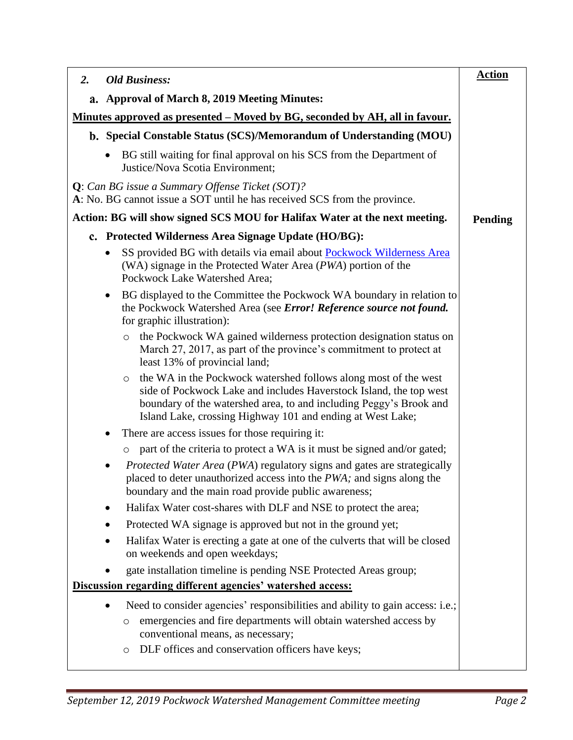| *2. Old Business:* | **Action** |
|---|---|
| **a. Approval of March 8, 2019 Meeting Minutes:** | |
| **Minutes approved as presented – Moved by BG, seconded by AH, all in favour.** | |
| **b. Special Constable Status (SCS)/Memorandum of Understanding (MOU)** | |
| • BG still waiting for final approval on his SCS from the Department of Justice/Nova Scotia Environment; | |
| **Q**: *Can BG issue a Summary Offense Ticket (SOT)?* <br> **A**: No. BG cannot issue a SOT until he has received SCS from the province. | |
| **Action: BG will show signed SCS MOU for Halifax Water at the next meeting.** | **Pending** |
| **c. Protected Wilderness Area Signage Update (HO/BG):** | |
| • SS provided BG with details via email about [Pockwock Wilderness Area] (WA) signage in the Protected Water Area (*PWA*) portion of the Pockwock Lake Watershed Area; | |
| • BG displayed to the Committee the Pockwock WA boundary in relation to the Pockwock Watershed Area (see ***Error! Reference source not found.*** for graphic illustration): | |
| ◦ the Pockwock WA gained wilderness protection designation status on March 27, 2017, as part of the province's commitment to protect at least 13% of provincial land; | |
| ◦ the WA in the Pockwock watershed follows along most of the west side of Pockwock Lake and includes Haverstock Island, the top west boundary of the watershed area, to and including Peggy's Brook and Island Lake, crossing Highway 101 and ending at West Lake; | |
| • There are access issues for those requiring it: | |
| ◦ part of the criteria to protect a WA is it must be signed and/or gated; | |
| • *Protected Water Area* (*PWA*) regulatory signs and gates are strategically placed to deter unauthorized access into the *PWA;* and signs along the boundary and the main road provide public awareness; | |
| • Halifax Water cost-shares with DLF and NSE to protect the area; | |
| • Protected WA signage is approved but not in the ground yet; | |
| • Halifax Water is erecting a gate at one of the culverts that will be closed on weekends and open weekdays; | |
| • gate installation timeline is pending NSE Protected Areas group; | |
| **Discussion regarding different agencies' watershed access:** | |
| • Need to consider agencies' responsibilities and ability to gain access: i.e.; | |
| ◦ emergencies and fire departments will obtain watershed access by conventional means, as necessary; | |
| ◦ DLF offices and conservation officers have keys; | |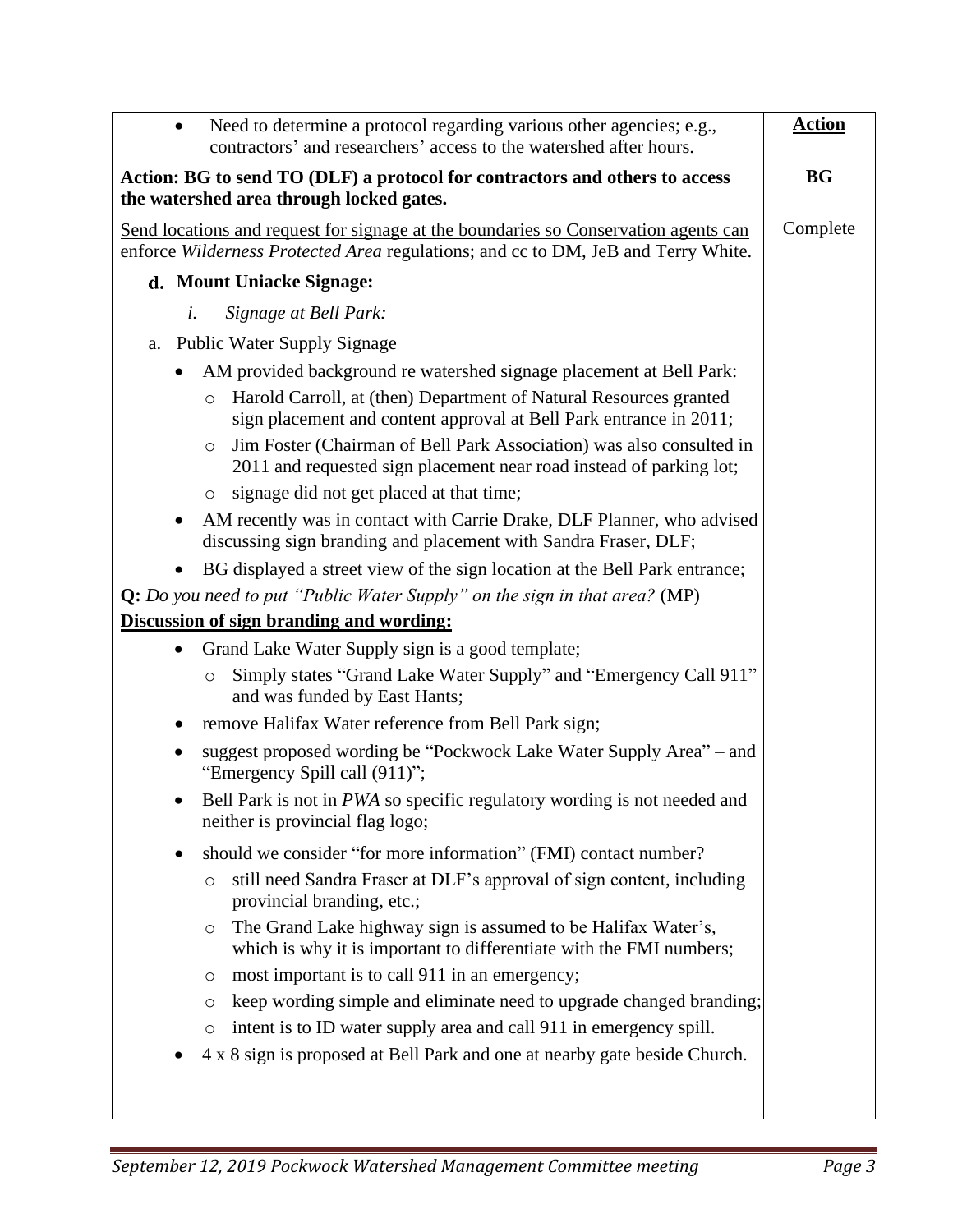| | **Action** |
|---|---|
| • Need to determine a protocol regarding various other agencies; e.g., contractors' and researchers' access to the watershed after hours. | |
| **Action: BG to send TO (DLF) a protocol for contractors and others to access the watershed area through locked gates.** | **BG** |
| Send locations and request for signage at the boundaries so Conservation agents can enforce *Wilderness Protected Area* regulations; and cc to DM, JeB and Terry White. | Complete |

**d. Mount Uniacke Signage:**

*i. Signage at Bell Park:*

a. Public Water Supply Signage

- AM provided background re watershed signage placement at Bell Park:
  - Harold Carroll, at (then) Department of Natural Resources granted sign placement and content approval at Bell Park entrance in 2011;
  - Jim Foster (Chairman of Bell Park Association) was also consulted in 2011 and requested sign placement near road instead of parking lot;
  - signage did not get placed at that time;
- AM recently was in contact with Carrie Drake, DLF Planner, who advised discussing sign branding and placement with Sandra Fraser, DLF;
- BG displayed a street view of the sign location at the Bell Park entrance;

**Q:** *Do you need to put "Public Water Supply" on the sign in that area?* (MP)

**Discussion of sign branding and wording:**

- Grand Lake Water Supply sign is a good template;
  - Simply states "Grand Lake Water Supply" and "Emergency Call 911" and was funded by East Hants;
- remove Halifax Water reference from Bell Park sign;
- suggest proposed wording be "Pockwock Lake Water Supply Area" – and "Emergency Spill call (911)";
- Bell Park is not in *PWA* so specific regulatory wording is not needed and neither is provincial flag logo;
- should we consider "for more information" (FMI) contact number?
  - still need Sandra Fraser at DLF's approval of sign content, including provincial branding, etc.;
  - The Grand Lake highway sign is assumed to be Halifax Water's, which is why it is important to differentiate with the FMI numbers;
  - most important is to call 911 in an emergency;
  - keep wording simple and eliminate need to upgrade changed branding;
  - intent is to ID water supply area and call 911 in emergency spill.
- 4 x 8 sign is proposed at Bell Park and one at nearby gate beside Church.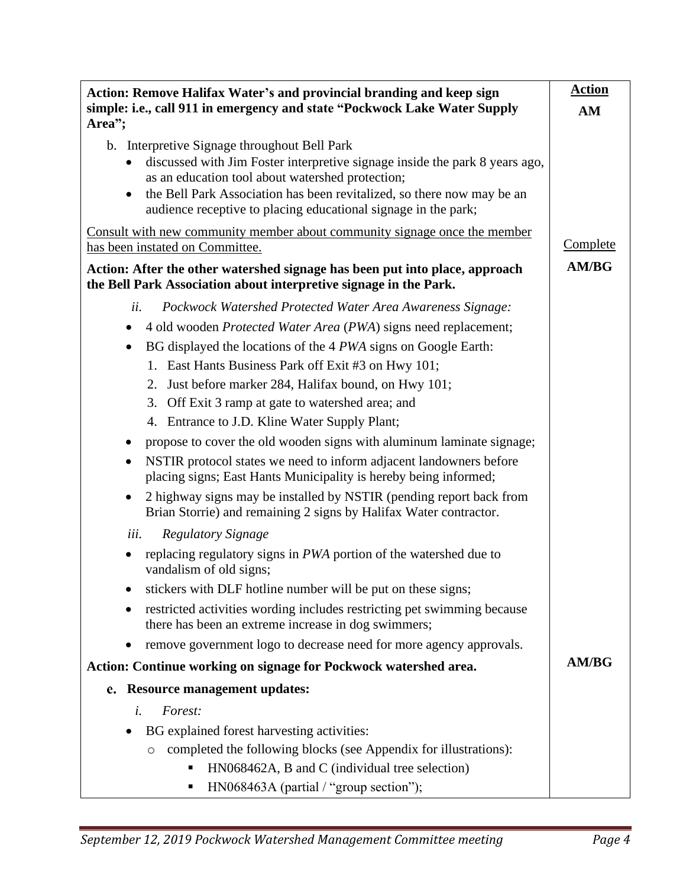| | Action |
|---|---|
| **Action: Remove Halifax Water's and provincial branding and keep sign simple: i.e., call 911 in emergency and state "Pockwock Lake Water Supply Area";** | **AM** |
| b. Interpretive Signage throughout Bell Park<br>• discussed with Jim Foster interpretive signage inside the park 8 years ago, as an education tool about watershed protection;<br>• the Bell Park Association has been revitalized, so there now may be an audience receptive to placing educational signage in the park; | |
| <u>Consult with new community member about community signage once the member has been instated on Committee.</u> | <u>Complete</u> |
| **Action: After the other watershed signage has been put into place, approach the Bell Park Association about interpretive signage in the Park.** | **AM/BG** |
| ii. *Pockwock Watershed Protected Water Area Awareness Signage:*<br>• 4 old wooden *Protected Water Area* (*PWA*) signs need replacement;<br>• BG displayed the locations of the 4 *PWA* signs on Google Earth:<br>1. East Hants Business Park off Exit #3 on Hwy 101;<br>2. Just before marker 284, Halifax bound, on Hwy 101;<br>3. Off Exit 3 ramp at gate to watershed area; and<br>4. Entrance to J.D. Kline Water Supply Plant;<br>• propose to cover the old wooden signs with aluminum laminate signage;<br>• NSTIR protocol states we need to inform adjacent landowners before placing signs; East Hants Municipality is hereby being informed;<br>• 2 highway signs may be installed by NSTIR (pending report back from Brian Storrie) and remaining 2 signs by Halifax Water contractor. | |
| iii. *Regulatory Signage*<br>• replacing regulatory signs in *PWA* portion of the watershed due to vandalism of old signs;<br>• stickers with DLF hotline number will be put on these signs;<br>• restricted activities wording includes restricting pet swimming because there has been an extreme increase in dog swimmers;<br>• remove government logo to decrease need for more agency approvals. | |
| **Action: Continue working on signage for Pockwock watershed area.** | **AM/BG** |
| **e. Resource management updates:**<br>i. *Forest:*<br>• BG explained forest harvesting activities:<br>○ completed the following blocks (see Appendix for illustrations):<br>▪ HN068462A, B and C (individual tree selection)<br>▪ HN068463A (partial / "group section"); | |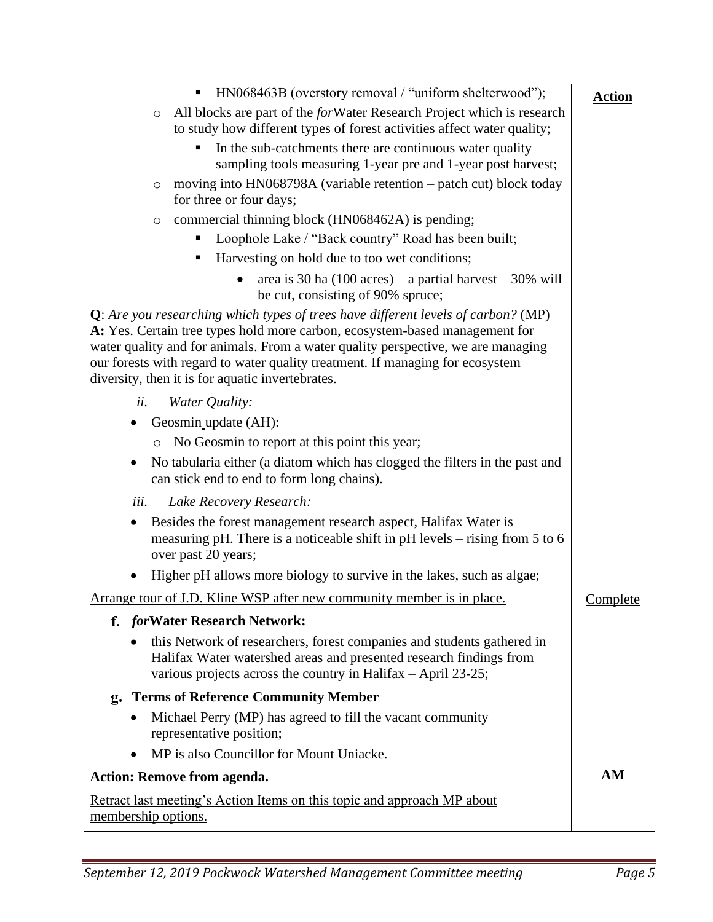| | **Action** |
|---|---|
| ▪ HN068463B (overstory removal / "uniform shelterwood");<br>○ All blocks are part of the *for*Water Research Project which is research to study how different types of forest activities affect water quality;<br>▪ In the sub-catchments there are continuous water quality sampling tools measuring 1-year pre and 1-year post harvest;<br>○ moving into HN068798A (variable retention – patch cut) block today for three or four days;<br>○ commercial thinning block (HN068462A) is pending;<br>▪ Loophole Lake / "Back country" Road has been built;<br>▪ Harvesting on hold due to too wet conditions;<br>• area is 30 ha (100 acres) – a partial harvest – 30% will be cut, consisting of 90% spruce; | |
| **Q**: *Are you researching which types of trees have different levels of carbon?* (MP)<br>**A:** Yes. Certain tree types hold more carbon, ecosystem-based management for water quality and for animals. From a water quality perspective, we are managing our forests with regard to water quality treatment. If managing for ecosystem diversity, then it is for aquatic invertebrates. | |
| *ii. Water Quality:*<br>• Geosmin update (AH):<br>○ No Geosmin to report at this point this year;<br>• No tabularia either (a diatom which has clogged the filters in the past and can stick end to end to form long chains). | |
| *iii. Lake Recovery Research:*<br>• Besides the forest management research aspect, Halifax Water is measuring pH. There is a noticeable shift in pH levels – rising from 5 to 6 over past 20 years;<br>• Higher pH allows more biology to survive in the lakes, such as algae; | |
| Arrange tour of J.D. Kline WSP after new community member is in place. | Complete |
| **f. *for*Water Research Network:**<br>• this Network of researchers, forest companies and students gathered in Halifax Water watershed areas and presented research findings from various projects across the country in Halifax – April 23-25; | |
| **g. Terms of Reference Community Member**<br>• Michael Perry (MP) has agreed to fill the vacant community representative position;<br>• MP is also Councillor for Mount Uniacke. | |
| **Action: Remove from agenda.** | **AM** |
| Retract last meeting's Action Items on this topic and approach MP about membership options. | |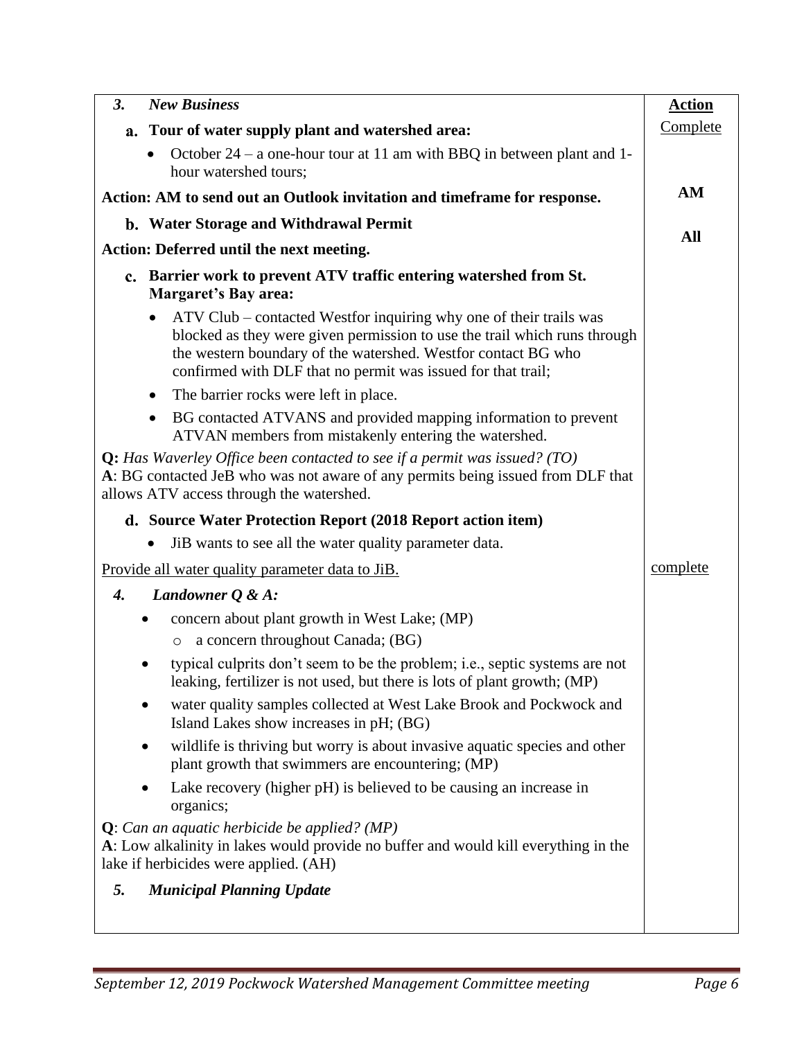| 3. *New Business* | **Action** |
|---|---|
| **a. Tour of water supply plant and watershed area:** | Complete |
| • October 24 – a one-hour tour at 11 am with BBQ in between plant and 1-hour watershed tours; | |
| **Action: AM to send out an Outlook invitation and timeframe for response.** | **AM** |
| **b. Water Storage and Withdrawal Permit** | |
| **Action: Deferred until the next meeting.** | **All** |
| **c. Barrier work to prevent ATV traffic entering watershed from St. Margaret's Bay area:** | |
| • ATV Club – contacted Westfor inquiring why one of their trails was blocked as they were given permission to use the trail which runs through the western boundary of the watershed. Westfor contact BG who confirmed with DLF that no permit was issued for that trail; <br> • The barrier rocks were left in place. <br> • BG contacted ATVANS and provided mapping information to prevent ATVAN members from mistakenly entering the watershed. | |
| **Q:** *Has Waverley Office been contacted to see if a permit was issued? (TO)* <br> **A**: BG contacted JeB who was not aware of any permits being issued from DLF that allows ATV access through the watershed. | |
| **d. Source Water Protection Report (2018 Report action item)** | |
| • JiB wants to see all the water quality parameter data. | |
| Provide all water quality parameter data to JiB. | complete |
| 4. *Landowner Q & A:* | |
| • concern about plant growth in West Lake; (MP) <br> ○ a concern throughout Canada; (BG) <br> • typical culprits don't seem to be the problem; i.e., septic systems are not leaking, fertilizer is not used, but there is lots of plant growth; (MP) <br> • water quality samples collected at West Lake Brook and Pockwock and Island Lakes show increases in pH; (BG) <br> • wildlife is thriving but worry is about invasive aquatic species and other plant growth that swimmers are encountering; (MP) <br> • Lake recovery (higher pH) is believed to be causing an increase in organics; | |
| **Q**: *Can an aquatic herbicide be applied? (MP)* <br> **A**: Low alkalinity in lakes would provide no buffer and would kill everything in the lake if herbicides were applied. (AH) | |
| 5. *Municipal Planning Update* | |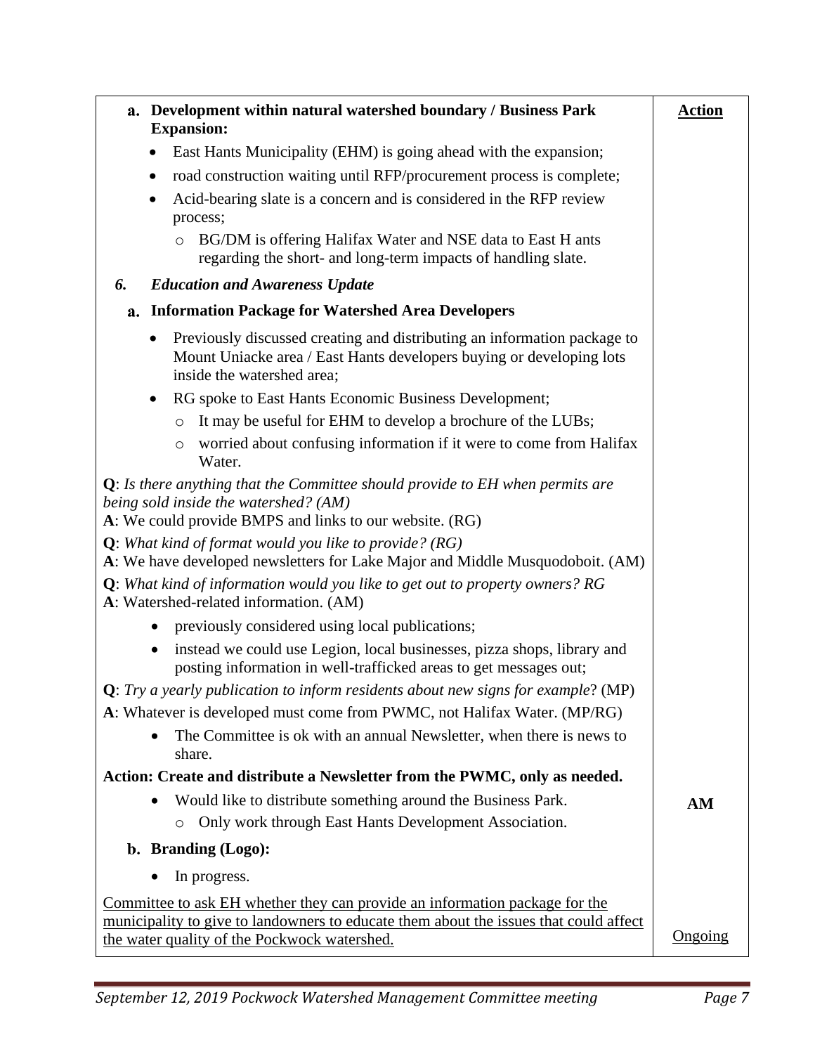| **a. Development within natural watershed boundary / Business Park Expansion:** | **Action** |
|---|---|
| • East Hants Municipality (EHM) is going ahead with the expansion; | |
| • road construction waiting until RFP/procurement process is complete; | |
| • Acid-bearing slate is a concern and is considered in the RFP review process; | |
| ○ BG/DM is offering Halifax Water and NSE data to East H ants regarding the short- and long-term impacts of handling slate. | |
| ***6. Education and Awareness Update*** | |
| **a. Information Package for Watershed Area Developers** | |
| • Previously discussed creating and distributing an information package to Mount Uniacke area / East Hants developers buying or developing lots inside the watershed area; | |
| • RG spoke to East Hants Economic Business Development; | |
| ○ It may be useful for EHM to develop a brochure of the LUBs; | |
| ○ worried about confusing information if it were to come from Halifax Water. | |
| **Q**: *Is there anything that the Committee should provide to EH when permits are being sold inside the watershed? (AM)*<br>**A**: We could provide BMPS and links to our website. (RG) | |
| **Q**: *What kind of format would you like to provide? (RG)*<br>**A**: We have developed newsletters for Lake Major and Middle Musquodoboit. (AM) | |
| **Q**: *What kind of information would you like to get out to property owners? RG*<br>**A**: Watershed-related information. (AM) | |
| • previously considered using local publications; | |
| • instead we could use Legion, local businesses, pizza shops, library and posting information in well-trafficked areas to get messages out; | |
| **Q**: *Try a yearly publication to inform residents about new signs for example*? (MP) | |
| **A**: Whatever is developed must come from PWMC, not Halifax Water. (MP/RG) | |
| • The Committee is ok with an annual Newsletter, when there is news to share. | |
| **Action: Create and distribute a Newsletter from the PWMC, only as needed.** | |
| • Would like to distribute something around the Business Park.<br>○ Only work through East Hants Development Association. | **AM** |
| **b. Branding (Logo):** | |
| • In progress. | |
| <u>Committee to ask EH whether they can provide an information package for the municipality to give to landowners to educate them about the issues that could affect the water quality of the Pockwock watershed.</u> | <u>Ongoing</u> |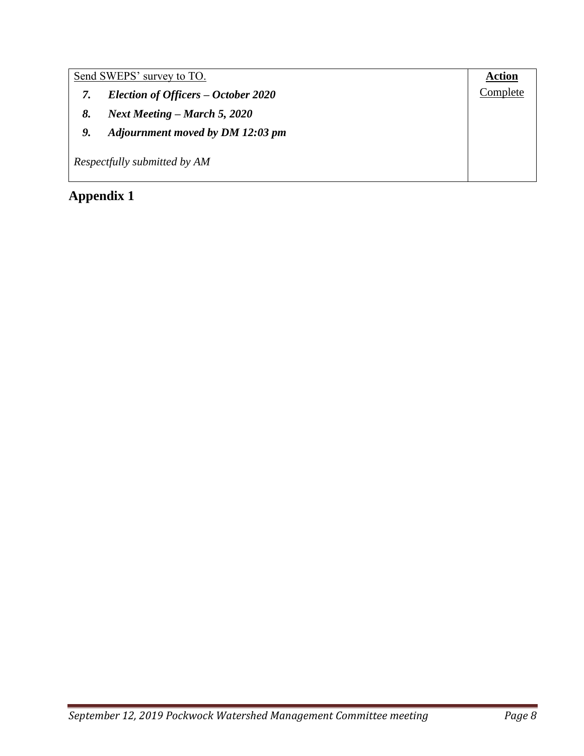| | |
|---|---|
| <u>Send SWEPS' survey to TO.</u> | **<u>Action</u>**<br><u>Complete</u> |
| ***7. Election of Officers – October 2020***<br>***8. Next Meeting – March 5, 2020***<br>***9. Adjournment moved by DM 12:03 pm***<br><br>*Respectfully submitted by AM* | |

## Appendix 1